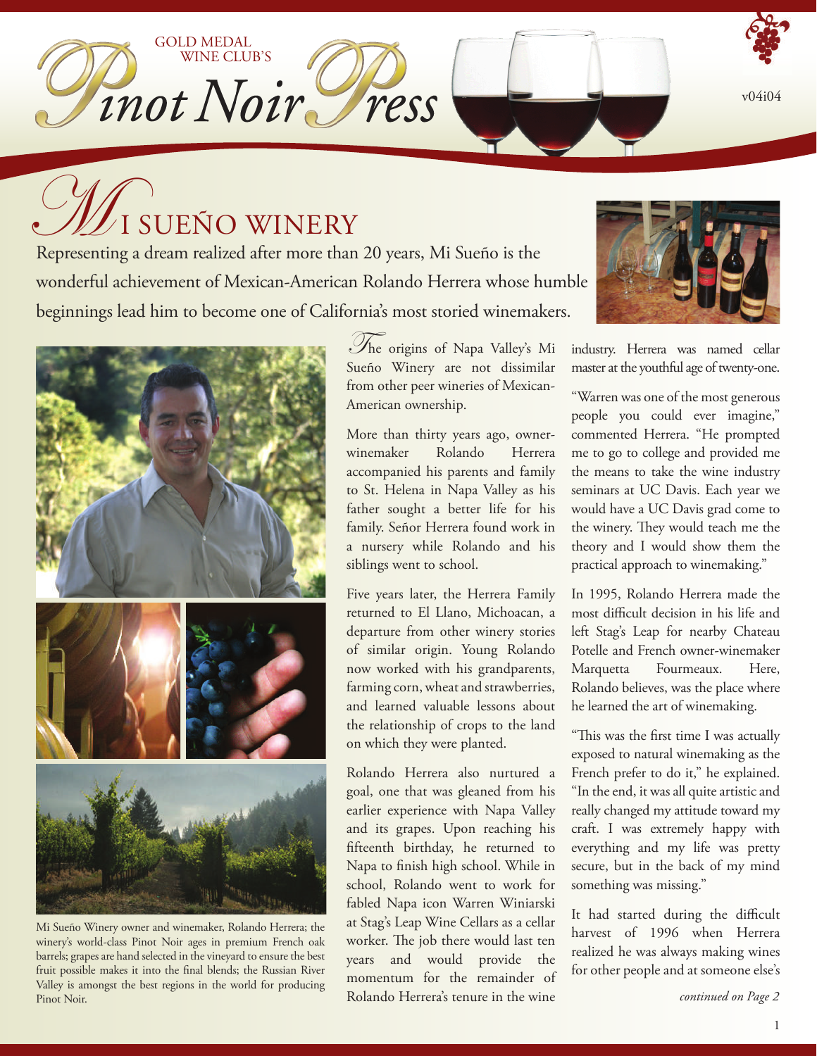GOLD MEDAL WINE CLUB'S

# Pinot Noir Press

v04i04

## Mi Sueño Winery

Representing a dream realized after more than 20 years, Mi Sueño is the wonderful achievement of Mexican-American Rolando Herrera whose humble beginnings lead him to become one of California's most storied winemakers.

Mi Sueño Winery owner and winemaker, Rolando Herrera; the winery's world-class Pinot Noir ages in premium French oak barrels; grapes are hand selected in the vineyard to ensure the best fruit possible makes it into the final blends; the Russian River Valley is amongst the best regions in the world for producing Pinot Noir.

The origins of Napa Valley's Mi Sueño Winery are not dissimilar from other peer wineries of Mexican-American ownership.

More than thirty years ago, owner-winemaker Rolando Herrera accompanied his parents and family to St. Helena in Napa Valley as his father sought a better life for his family. Señor Herrera found work in a nursery while Rolando and his siblings went to school.

Five years later, the Herrera Family returned to El Llano, Michoacan, a departure from other winery stories of similar origin. Young Rolando now worked with his grandparents, farming corn, wheat and strawberries, and learned valuable lessons about the relationship of crops to the land on which they were planted.

Rolando Herrera also nurtured a goal, one that was gleaned from his earlier experience with Napa Valley and its grapes. Upon reaching his fifteenth birthday, he returned to Napa to finish high school. While in school, Rolando went to work for fabled Napa icon Warren Winiarski at Stag's Leap Wine Cellars as a cellar worker. The job there would last ten years and would provide the momentum for the remainder of Rolando Herrera's tenure in the wine industry. Herrera was named cellar master at the youthful age of twenty-one.

"Warren was one of the most generous people you could ever imagine," commented Herrera. "He prompted me to go to college and provided me the means to take the wine industry seminars at UC Davis. Each year we would have a UC Davis grad come to the winery. They would teach me the theory and I would show them the practical approach to winemaking."

In 1995, Rolando Herrera made the most difficult decision in his life and left Stag's Leap for nearby Chateau Potelle and French owner-winemaker Marquetta Fourmeaux. Here, Rolando believes, was the place where he learned the art of winemaking.

"This was the first time I was actually exposed to natural winemaking as the French prefer to do it," he explained. "In the end, it was all quite artistic and really changed my attitude toward my craft. I was extremely happy with everything and my life was pretty secure, but in the back of my mind something was missing."

It had started during the difficult harvest of 1996 when Herrera realized he was always making wines for other people and at someone else's

*continued on Page 2*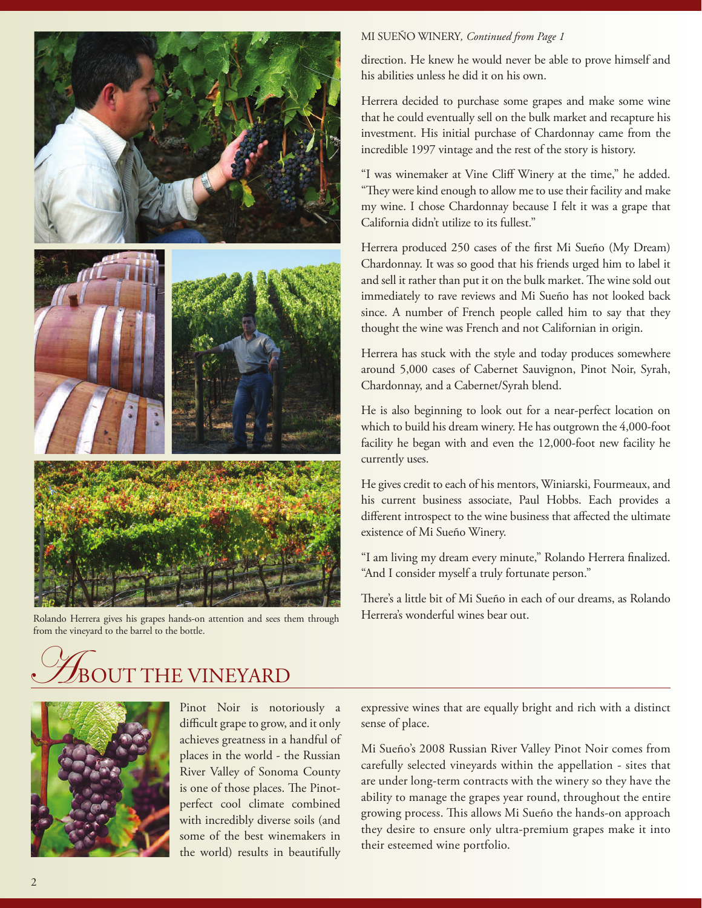MI SUEŇO WINERY, *Continued from Page 1*

direction. He knew he would never be able to prove himself and his abilities unless he did it on his own.

Herrera decided to purchase some grapes and make some wine that he could eventually sell on the bulk market and recapture his investment. His initial purchase of Chardonnay came from the incredible 1997 vintage and the rest of the story is history.

"I was winemaker at Vine Cliff Winery at the time," he added. "They were kind enough to allow me to use their facility and make my wine. I chose Chardonnay because I felt it was a grape that California didn't utilize to its fullest."

Herrera produced 250 cases of the first Mi Sueño (My Dream) Chardonnay. It was so good that his friends urged him to label it and sell it rather than put it on the bulk market. The wine sold out immediately to rave reviews and Mi Sueño has not looked back since. A number of French people called him to say that they thought the wine was French and not Californian in origin.

Herrera has stuck with the style and today produces somewhere around 5,000 cases of Cabernet Sauvignon, Pinot Noir, Syrah, Chardonnay, and a Cabernet/Syrah blend.

He is also beginning to look out for a near-perfect location on which to build his dream winery. He has outgrown the 4,000-foot facility he began with and even the 12,000-foot new facility he currently uses.

He gives credit to each of his mentors, Winiarski, Fourmeaux, and his current business associate, Paul Hobbs. Each provides a different introspect to the wine business that affected the ultimate existence of Mi Sueño Winery.

"I am living my dream every minute," Rolando Herrera finalized. "And I consider myself a truly fortunate person."

There's a little bit of Mi Sueño in each of our dreams, as Rolando Herrera's wonderful wines bear out.

Rolando Herrera gives his grapes hands-on attention and sees them through from the vineyard to the barrel to the bottle.

## ABOUT THE VINEYARD

Pinot Noir is notoriously a difficult grape to grow, and it only achieves greatness in a handful of places in the world - the Russian River Valley of Sonoma County is one of those places. The Pinot-perfect cool climate combined with incredibly diverse soils (and some of the best winemakers in the world) results in beautifully expressive wines that are equally bright and rich with a distinct sense of place.

Mi Sueño's 2008 Russian River Valley Pinot Noir comes from carefully selected vineyards within the appellation - sites that are under long-term contracts with the winery so they have the ability to manage the grapes year round, throughout the entire growing process. This allows Mi Sueño the hands-on approach they desire to ensure only ultra-premium grapes make it into their esteemed wine portfolio.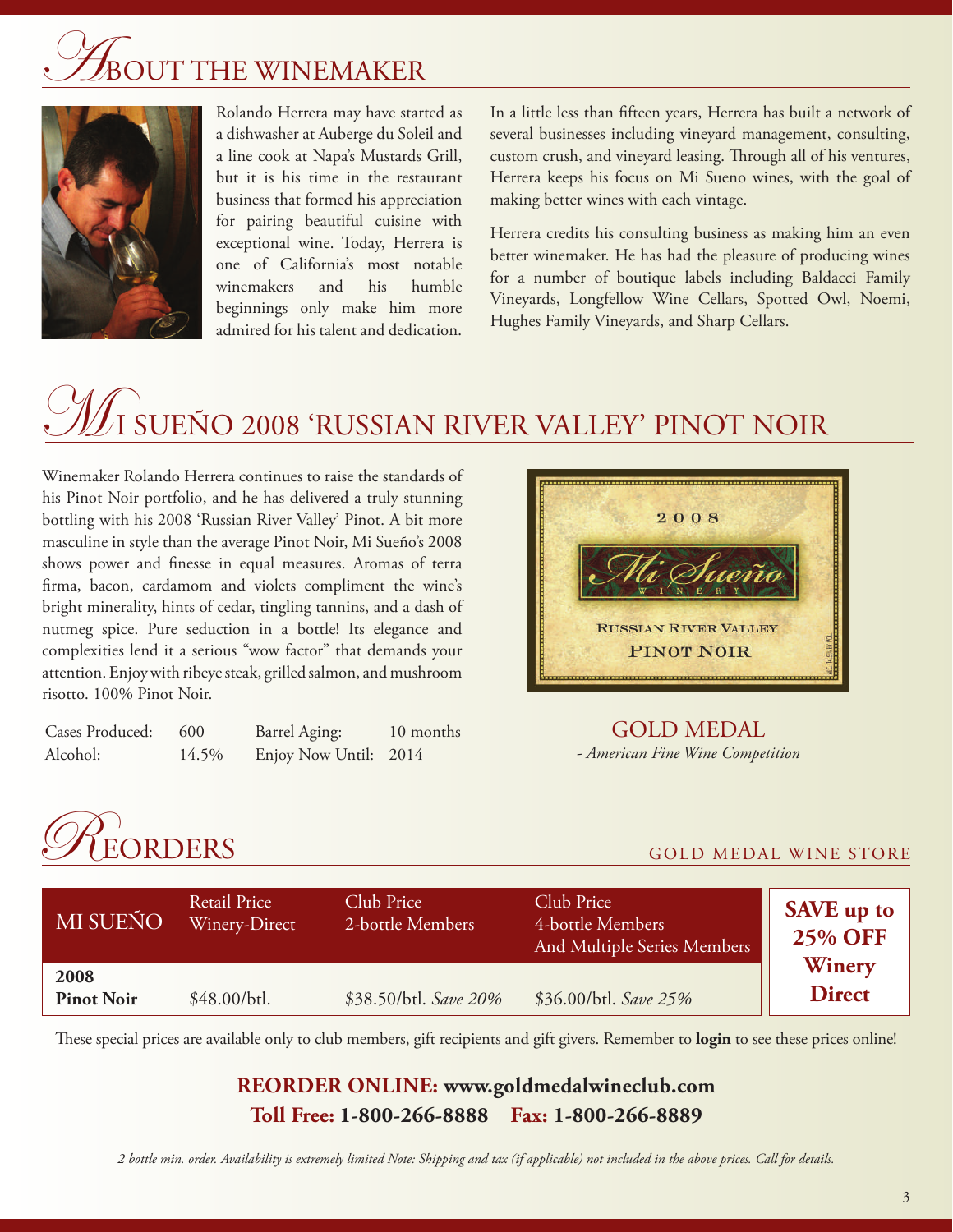# About the Winemaker

Rolando Herrera may have started as a dishwasher at Auberge du Soleil and a line cook at Napa's Mustards Grill, but it is his time in the restaurant business that formed his appreciation for pairing beautiful cuisine with exceptional wine. Today, Herrera is one of California's most notable winemakers and his humble beginnings only make him more admired for his talent and dedication.

In a little less than fifteen years, Herrera has built a network of several businesses including vineyard management, consulting, custom crush, and vineyard leasing. Through all of his ventures, Herrera keeps his focus on Mi Sueno wines, with the goal of making better wines with each vintage.

Herrera credits his consulting business as making him an even better winemaker. He has had the pleasure of producing wines for a number of boutique labels including Baldacci Family Vineyards, Longfellow Wine Cellars, Spotted Owl, Noemi, Hughes Family Vineyards, and Sharp Cellars.

# Mi Sueño 2008 'Russian River Valley' Pinot Noir

Winemaker Rolando Herrera continues to raise the standards of his Pinot Noir portfolio, and he has delivered a truly stunning bottling with his 2008 'Russian River Valley' Pinot. A bit more masculine in style than the average Pinot Noir, Mi Sueño's 2008 shows power and finesse in equal measures. Aromas of terra firma, bacon, cardamom and violets compliment the wine's bright minerality, hints of cedar, tingling tannins, and a dash of nutmeg spice. Pure seduction in a bottle! Its elegance and complexities lend it a serious "wow factor" that demands your attention. Enjoy with ribeye steak, grilled salmon, and mushroom risotto. 100% Pinot Noir.

| | | | |
|---|---|---|---|
| Cases Produced: | 600 | Barrel Aging: | 10 months |
| Alcohol: | 14.5% | Enjoy Now Until: | 2014 |

GOLD MEDAL
*- American Fine Wine Competition*

# Reorders

GOLD MEDAL WINE STORE

| MI SUEÑO | Retail Price Winery-Direct | Club Price 2-bottle Members | Club Price 4-bottle Members And Multiple Series Members | **SAVE up to 25% OFF Winery Direct** |
|---|---|---|---|---|
| **2008 Pinot Noir** | $48.00/btl. | $38.50/btl. *Save 20%* | $36.00/btl. *Save 25%* | |

These special prices are available only to club members, gift recipients and gift givers. Remember to **login** to see these prices online!

**REORDER ONLINE: www.goldmedalwineclub.com**
**Toll Free: 1-800-266-8888 Fax: 1-800-266-8889**

*2 bottle min. order. Availability is extremely limited Note: Shipping and tax (if applicable) not included in the above prices. Call for details.*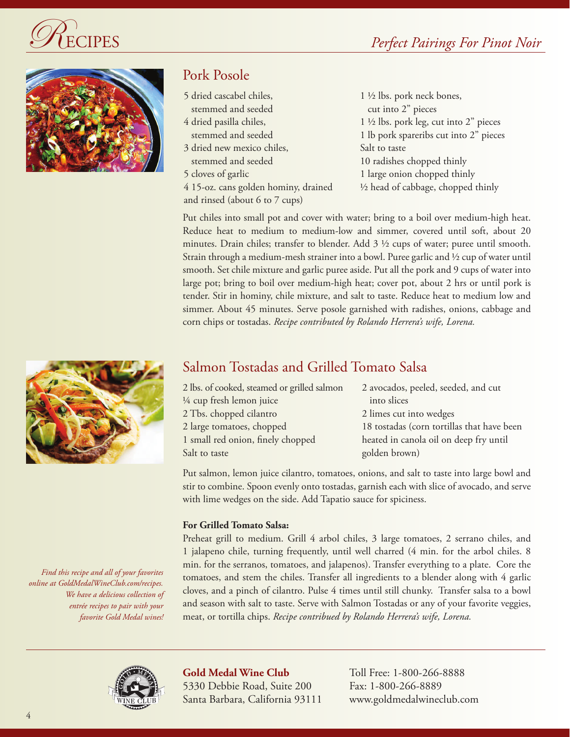# Recipes

*Perfect Pairings For Pinot Noir*

## Pork Posole

5 dried cascabel chiles, stemmed and seeded
4 dried pasilla chiles, stemmed and seeded
3 dried new mexico chiles, stemmed and seeded
5 cloves of garlic
4 15-oz. cans golden hominy, drained and rinsed (about 6 to 7 cups)
1 ½ lbs. pork neck bones, cut into 2" pieces
1 ½ lbs. pork leg, cut into 2" pieces
1 lb pork spareribs cut into 2" pieces
Salt to taste
10 radishes chopped thinly
1 large onion chopped thinly
½ head of cabbage, chopped thinly

Put chiles into small pot and cover with water; bring to a boil over medium-high heat. Reduce heat to medium to medium-low and simmer, covered until soft, about 20 minutes. Drain chiles; transfer to blender. Add 3 ½ cups of water; puree until smooth. Strain through a medium-mesh strainer into a bowl. Puree garlic and ½ cup of water until smooth. Set chile mixture and garlic puree aside. Put all the pork and 9 cups of water into large pot; bring to boil over medium-high heat; cover pot, about 2 hrs or until pork is tender. Stir in hominy, chile mixture, and salt to taste. Reduce heat to medium low and simmer. About 45 minutes. Serve posole garnished with radishes, onions, cabbage and corn chips or tostadas. *Recipe contributed by Rolando Herrera's wife, Lorena.*

## Salmon Tostadas and Grilled Tomato Salsa

2 lbs. of cooked, steamed or grilled salmon
¼ cup fresh lemon juice
2 Tbs. chopped cilantro
2 large tomatoes, chopped
1 small red onion, finely chopped
Salt to taste
2 avocados, peeled, seeded, and cut into slices
2 limes cut into wedges
18 tostadas (corn tortillas that have been heated in canola oil on deep fry until golden brown)

Put salmon, lemon juice cilantro, tomatoes, onions, and salt to taste into large bowl and stir to combine. Spoon evenly onto tostadas, garnish each with slice of avocado, and serve with lime wedges on the side. Add Tapatio sauce for spiciness.

**For Grilled Tomato Salsa:**

Preheat grill to medium. Grill 4 arbol chiles, 3 large tomatoes, 2 serrano chiles, and 1 jalapeno chile, turning frequently, until well charred (4 min. for the arbol chiles. 8 min. for the serranos, tomatoes, and jalapenos). Transfer everything to a plate. Core the tomatoes, and stem the chiles. Transfer all ingredients to a blender along with 4 garlic cloves, and a pinch of cilantro. Pulse 4 times until still chunky. Transfer salsa to a bowl and season with salt to taste. Serve with Salmon Tostadas or any of your favorite veggies, meat, or tortilla chips. *Recipe contribued by Rolando Herrera's wife, Lorena.*

*Find this recipe and all of your favorites online at GoldMedalWineClub.com/recipes. We have a delicious collection of entrée recipes to pair with your favorite Gold Medal wines!*

**Gold Medal Wine Club**
5330 Debbie Road, Suite 200
Santa Barbara, California 93111

Toll Free: 1-800-266-8888
Fax: 1-800-266-8889
www.goldmedalwineclub.com